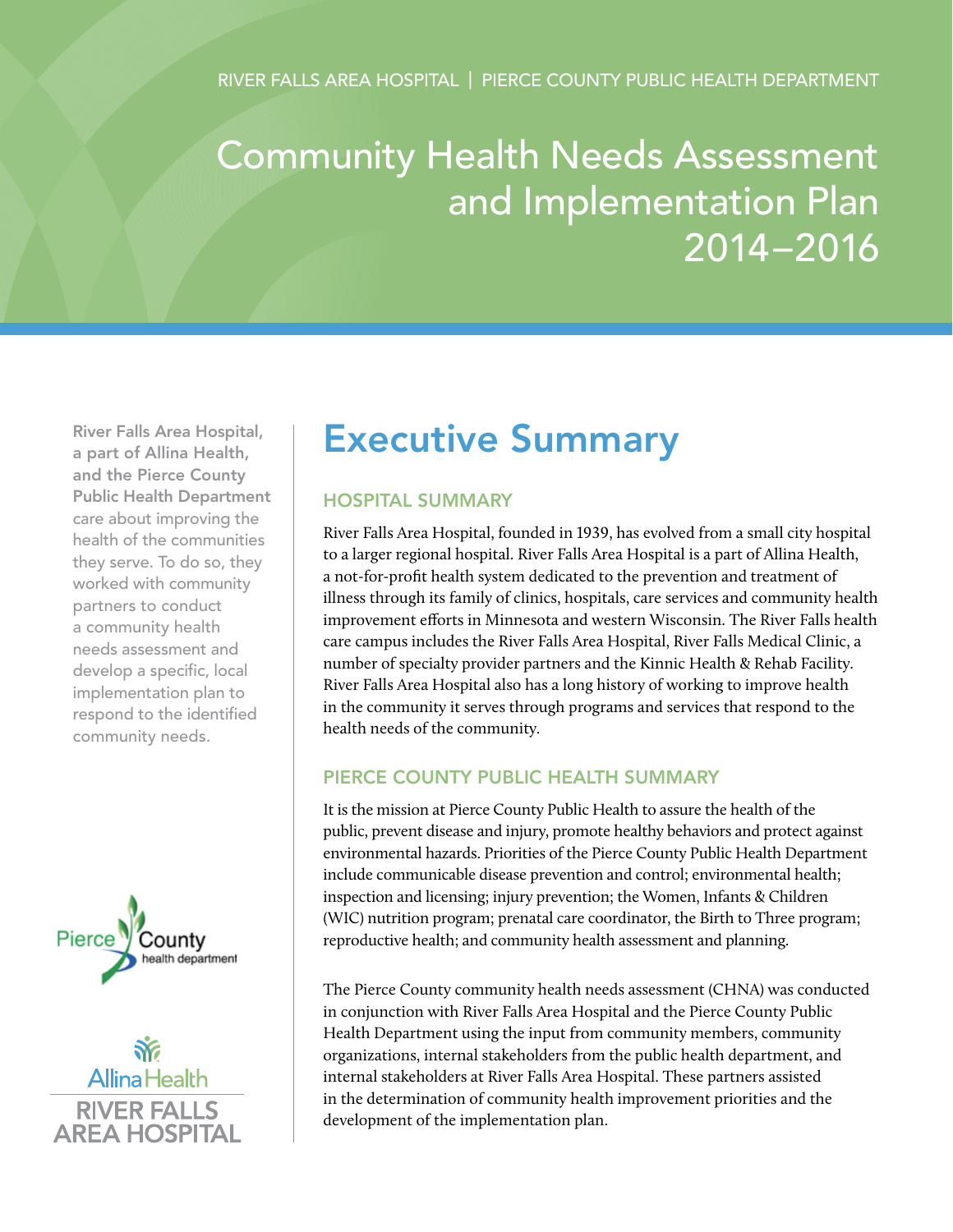RIVER FALLS AREA HOSPITAL | PIERCE COUNTY PUBLIC HEALTH DEPARTMENT

# Community Health Needs Assessment and Implementation Plan 2014–2016

**River Falls Area Hospital, a part of Allina Health, and the Pierce County Public Health Department** care about improving the health of the communities they serve. To do so, they worked with community partners to conduct a community health needs assessment and develop a specific, local implementation plan to respond to the identified community needs.

## Executive Summary

### HOSPITAL SUMMARY

River Falls Area Hospital, founded in 1939, has evolved from a small city hospital to a larger regional hospital. River Falls Area Hospital is a part of Allina Health, a not-for-profit health system dedicated to the prevention and treatment of illness through its family of clinics, hospitals, care services and community health improvement efforts in Minnesota and western Wisconsin. The River Falls health care campus includes the River Falls Area Hospital, River Falls Medical Clinic, a number of specialty provider partners and the Kinnic Health & Rehab Facility. River Falls Area Hospital also has a long history of working to improve health in the community it serves through programs and services that respond to the health needs of the community.

### PIERCE COUNTY PUBLIC HEALTH SUMMARY

It is the mission at Pierce County Public Health to assure the health of the public, prevent disease and injury, promote healthy behaviors and protect against environmental hazards. Priorities of the Pierce County Public Health Department include communicable disease prevention and control; environmental health; inspection and licensing; injury prevention; the Women, Infants & Children (WIC) nutrition program; prenatal care coordinator, the Birth to Three program; reproductive health; and community health assessment and planning.

The Pierce County community health needs assessment (CHNA) was conducted in conjunction with River Falls Area Hospital and the Pierce County Public Health Department using the input from community members, community organizations, internal stakeholders from the public health department, and internal stakeholders at River Falls Area Hospital. These partners assisted in the determination of community health improvement priorities and the development of the implementation plan.

Pierce County health department

Allina Health
RIVER FALLS AREA HOSPITAL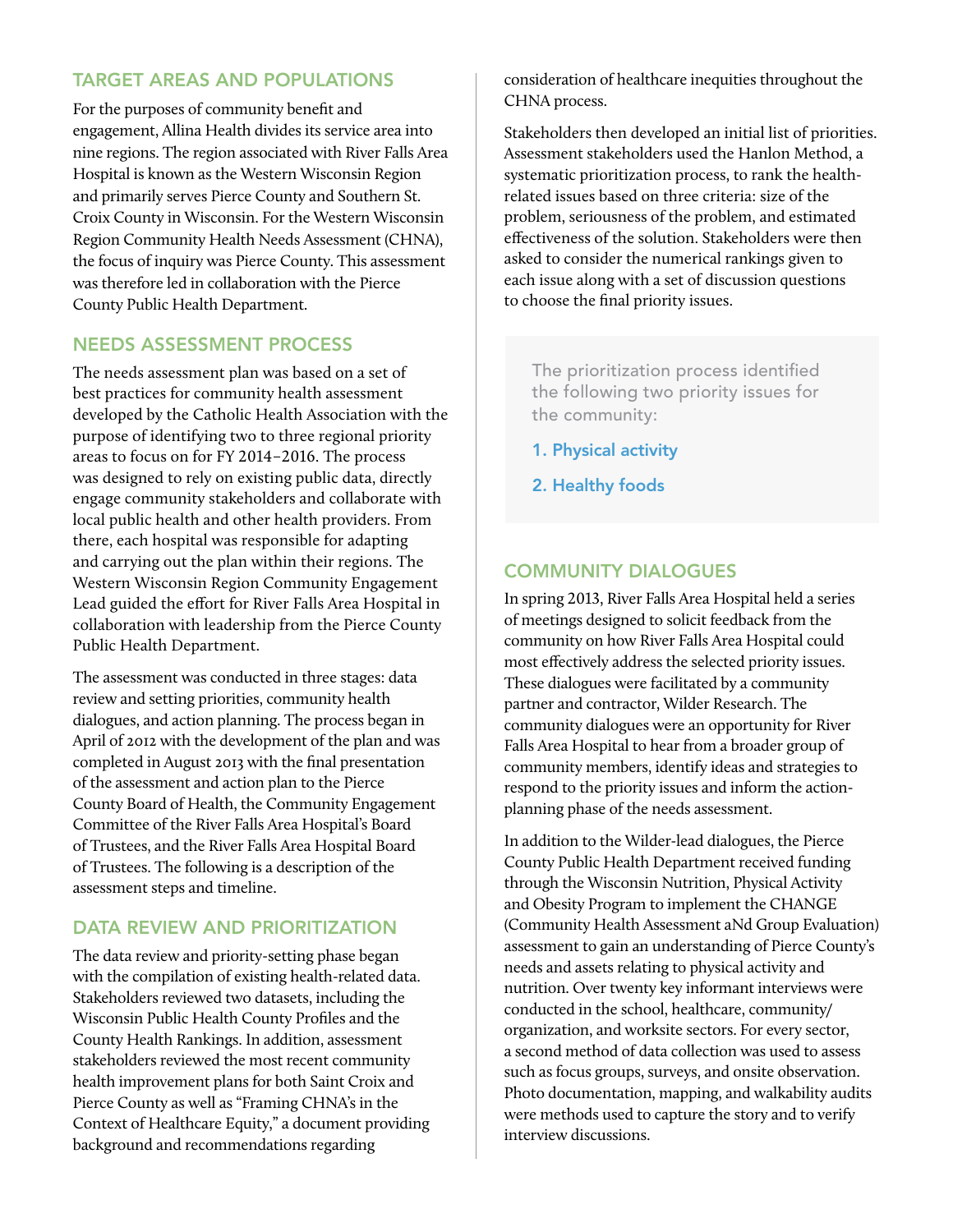## TARGET AREAS AND POPULATIONS

For the purposes of community benefit and engagement, Allina Health divides its service area into nine regions. The region associated with River Falls Area Hospital is known as the Western Wisconsin Region and primarily serves Pierce County and Southern St. Croix County in Wisconsin. For the Western Wisconsin Region Community Health Needs Assessment (CHNA), the focus of inquiry was Pierce County. This assessment was therefore led in collaboration with the Pierce County Public Health Department.

## NEEDS ASSESSMENT PROCESS

The needs assessment plan was based on a set of best practices for community health assessment developed by the Catholic Health Association with the purpose of identifying two to three regional priority areas to focus on for FY 2014–2016. The process was designed to rely on existing public data, directly engage community stakeholders and collaborate with local public health and other health providers. From there, each hospital was responsible for adapting and carrying out the plan within their regions. The Western Wisconsin Region Community Engagement Lead guided the effort for River Falls Area Hospital in collaboration with leadership from the Pierce County Public Health Department.

The assessment was conducted in three stages: data review and setting priorities, community health dialogues, and action planning. The process began in April of 2012 with the development of the plan and was completed in August 2013 with the final presentation of the assessment and action plan to the Pierce County Board of Health, the Community Engagement Committee of the River Falls Area Hospital's Board of Trustees, and the River Falls Area Hospital Board of Trustees. The following is a description of the assessment steps and timeline.

## DATA REVIEW AND PRIORITIZATION

The data review and priority-setting phase began with the compilation of existing health-related data. Stakeholders reviewed two datasets, including the Wisconsin Public Health County Profiles and the County Health Rankings. In addition, assessment stakeholders reviewed the most recent community health improvement plans for both Saint Croix and Pierce County as well as "Framing CHNA's in the Context of Healthcare Equity," a document providing background and recommendations regarding consideration of healthcare inequities throughout the CHNA process.

Stakeholders then developed an initial list of priorities. Assessment stakeholders used the Hanlon Method, a systematic prioritization process, to rank the health-related issues based on three criteria: size of the problem, seriousness of the problem, and estimated effectiveness of the solution. Stakeholders were then asked to consider the numerical rankings given to each issue along with a set of discussion questions to choose the final priority issues.

The prioritization process identified the following two priority issues for the community:

1. **Physical activity**
2. **Healthy foods**

## COMMUNITY DIALOGUES

In spring 2013, River Falls Area Hospital held a series of meetings designed to solicit feedback from the community on how River Falls Area Hospital could most effectively address the selected priority issues. These dialogues were facilitated by a community partner and contractor, Wilder Research. The community dialogues were an opportunity for River Falls Area Hospital to hear from a broader group of community members, identify ideas and strategies to respond to the priority issues and inform the action-planning phase of the needs assessment.

In addition to the Wilder-lead dialogues, the Pierce County Public Health Department received funding through the Wisconsin Nutrition, Physical Activity and Obesity Program to implement the CHANGE (Community Health Assessment aNd Group Evaluation) assessment to gain an understanding of Pierce County's needs and assets relating to physical activity and nutrition. Over twenty key informant interviews were conducted in the school, healthcare, community/organization, and worksite sectors. For every sector, a second method of data collection was used to assess such as focus groups, surveys, and onsite observation. Photo documentation, mapping, and walkability audits were methods used to capture the story and to verify interview discussions.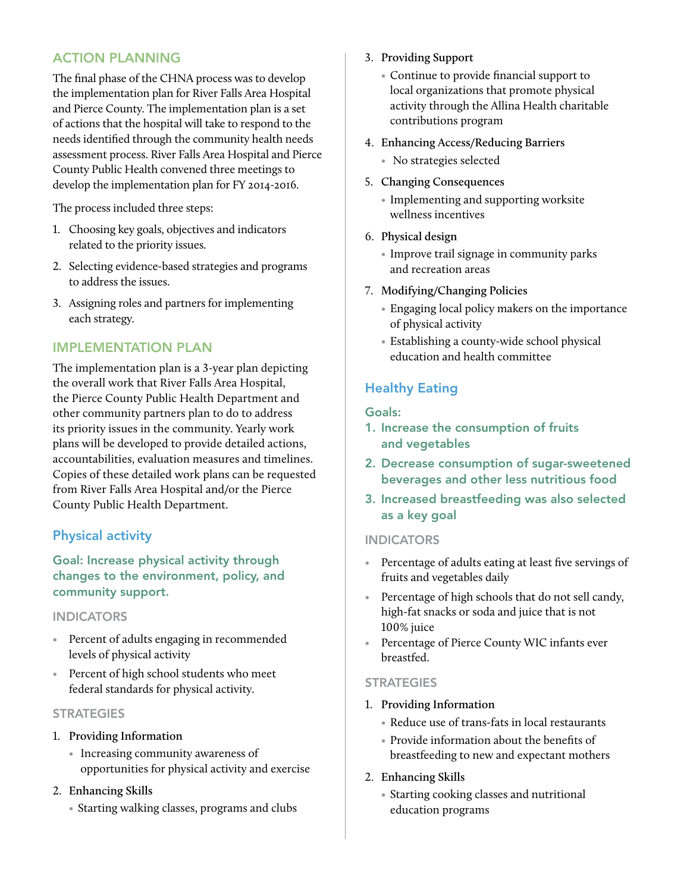## ACTION PLANNING

The final phase of the CHNA process was to develop the implementation plan for River Falls Area Hospital and Pierce County. The implementation plan is a set of actions that the hospital will take to respond to the needs identified through the community health needs assessment process. River Falls Area Hospital and Pierce County Public Health convened three meetings to develop the implementation plan for FY 2014-2016.

The process included three steps:

1. Choosing key goals, objectives and indicators related to the priority issues.
2. Selecting evidence-based strategies and programs to address the issues.
3. Assigning roles and partners for implementing each strategy.

## IMPLEMENTATION PLAN

The implementation plan is a 3-year plan depicting the overall work that River Falls Area Hospital, the Pierce County Public Health Department and other community partners plan to do to address its priority issues in the community. Yearly work plans will be developed to provide detailed actions, accountabilities, evaluation measures and timelines. Copies of these detailed work plans can be requested from River Falls Area Hospital and/or the Pierce County Public Health Department.

### Physical activity

**Goal: Increase physical activity through changes to the environment, policy, and community support.**

#### INDICATORS

- Percent of adults engaging in recommended levels of physical activity
- Percent of high school students who meet federal standards for physical activity.

#### STRATEGIES

1. **Providing Information**
   - Increasing community awareness of opportunities for physical activity and exercise
2. **Enhancing Skills**
   - Starting walking classes, programs and clubs
3. **Providing Support**
   - Continue to provide financial support to local organizations that promote physical activity through the Allina Health charitable contributions program
4. **Enhancing Access/Reducing Barriers**
   - No strategies selected
5. **Changing Consequences**
   - Implementing and supporting worksite wellness incentives
6. **Physical design**
   - Improve trail signage in community parks and recreation areas
7. **Modifying/Changing Policies**
   - Engaging local policy makers on the importance of physical activity
   - Establishing a county-wide school physical education and health committee

### Healthy Eating

**Goals:**

1. **Increase the consumption of fruits and vegetables**
2. **Decrease consumption of sugar-sweetened beverages and other less nutritious food**
3. **Increased breastfeeding was also selected as a key goal**

#### INDICATORS

- Percentage of adults eating at least five servings of fruits and vegetables daily
- Percentage of high schools that do not sell candy, high-fat snacks or soda and juice that is not 100% juice
- Percentage of Pierce County WIC infants ever breastfed.

#### STRATEGIES

1. **Providing Information**
   - Reduce use of trans-fats in local restaurants
   - Provide information about the benefits of breastfeeding to new and expectant mothers
2. **Enhancing Skills**
   - Starting cooking classes and nutritional education programs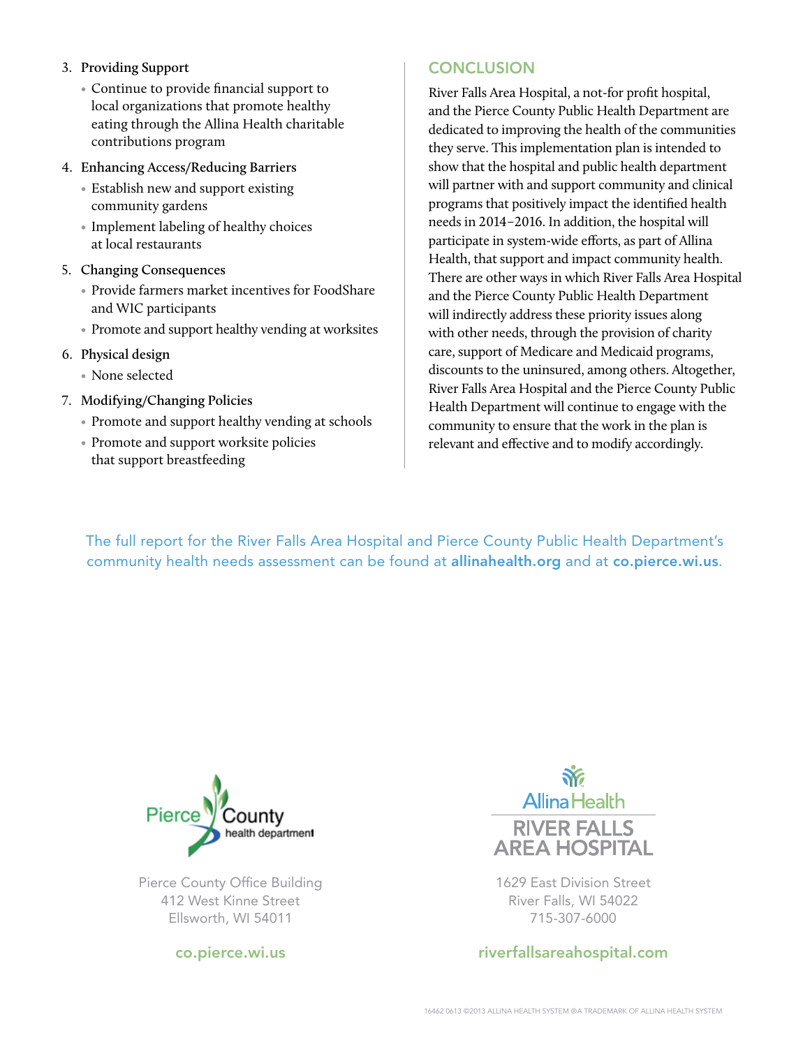3. **Providing Support**
   - Continue to provide financial support to local organizations that promote healthy eating through the Allina Health charitable contributions program
4. **Enhancing Access/Reducing Barriers**
   - Establish new and support existing community gardens
   - Implement labeling of healthy choices at local restaurants
5. **Changing Consequences**
   - Provide farmers market incentives for FoodShare and WIC participants
   - Promote and support healthy vending at worksites
6. **Physical design**
   - None selected
7. **Modifying/Changing Policies**
   - Promote and support healthy vending at schools
   - Promote and support worksite policies that support breastfeeding

## CONCLUSION

River Falls Area Hospital, a not-for profit hospital, and the Pierce County Public Health Department are dedicated to improving the health of the communities they serve. This implementation plan is intended to show that the hospital and public health department will partner with and support community and clinical programs that positively impact the identified health needs in 2014–2016. In addition, the hospital will participate in system-wide efforts, as part of Allina Health, that support and impact community health. There are other ways in which River Falls Area Hospital and the Pierce County Public Health Department will indirectly address these priority issues along with other needs, through the provision of charity care, support of Medicare and Medicaid programs, discounts to the uninsured, among others. Altogether, River Falls Area Hospital and the Pierce County Public Health Department will continue to engage with the community to ensure that the work in the plan is relevant and effective and to modify accordingly.

The full report for the River Falls Area Hospital and Pierce County Public Health Department's community health needs assessment can be found at **allinahealth.org** and at **co.pierce.wi.us**.

Pierce County health department

Pierce County Office Building
412 West Kinne Street
Ellsworth, WI 54011

**co.pierce.wi.us**

Allina Health
RIVER FALLS AREA HOSPITAL

1629 East Division Street
River Falls, WI 54022
715-307-6000

**riverfallsareahospital.com**

16462 0613 ©2013 ALLINA HEALTH SYSTEM ®A TRADEMARK OF ALLINA HEALTH SYSTEM